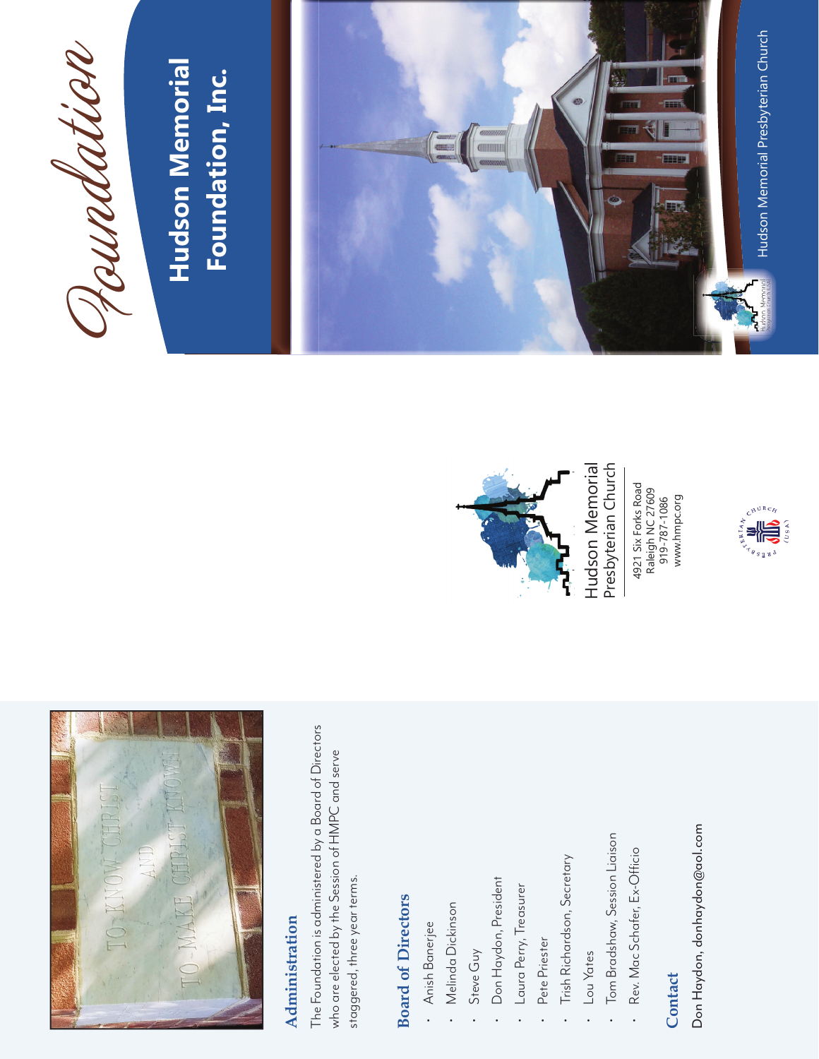# Foundation

## Hudson Memorial Foundation, Inc.

Hudson Memorial Presbyterian Church

Hudson Memorial Presbyterian Church

4921 Six Forks Road
Raleigh NC 27609
919-787-1086
www.hmpc.org

TO KNOW CHRIST AND TO MAKE CHRIST KNOWN

## Administration

The Foundation is administered by a Board of Directors who are elected by the Session of HMPC and serve staggered, three year terms.

## Board of Directors

- Anish Banerjee
- Melinda Dickinson
- Steve Guy
- Don Haydon, President
- Laura Perry, Treasurer
- Pete Priester
- Trish Richardson, Secretary
- Lou Yates
- Tom Bradshaw, Session Liaison
- Rev. Mac Schafer, Ex-Officio

## Contact

Don Haydon, donhaydon@aol.com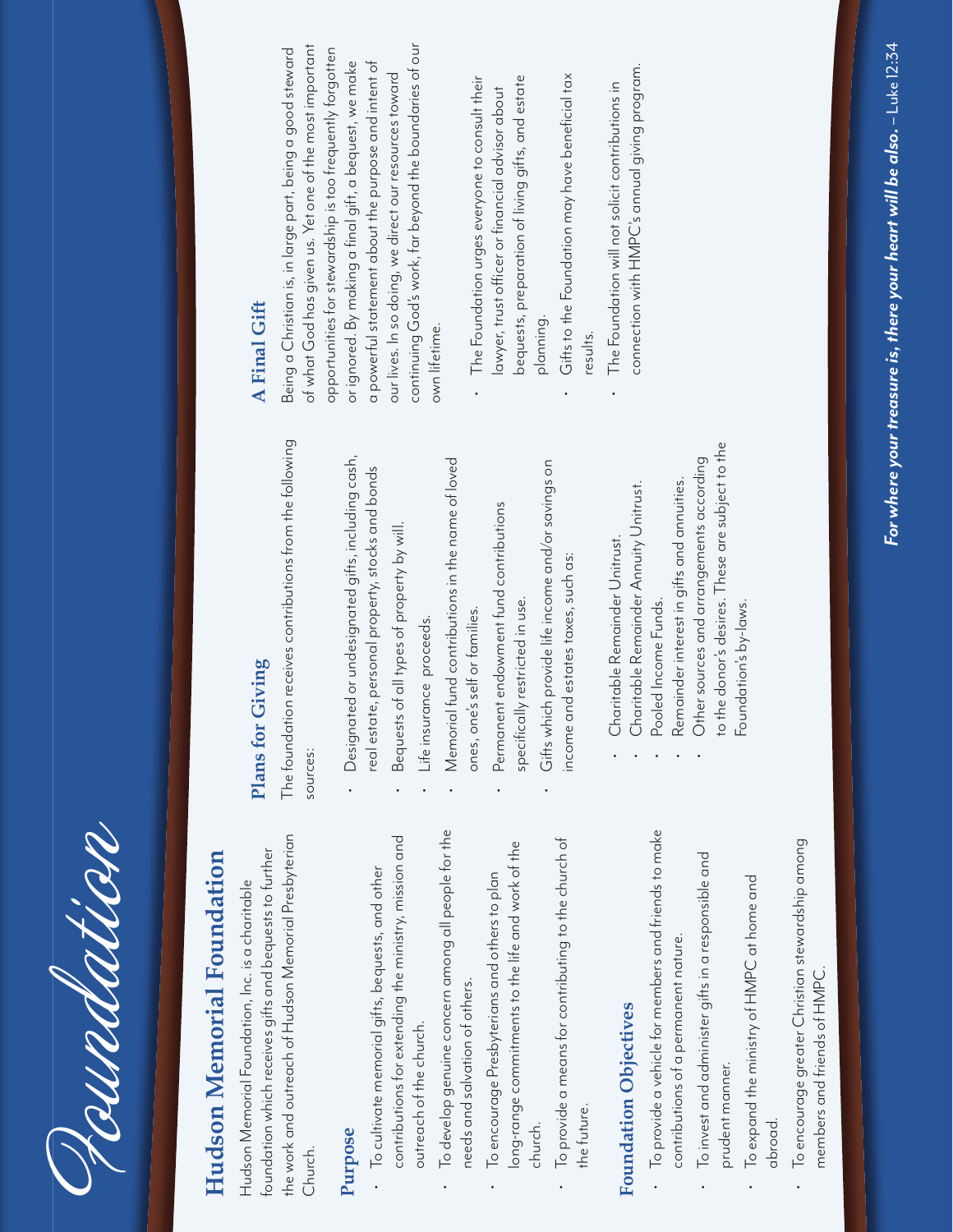# Foundation

## Hudson Memorial Foundation

Hudson Memorial Foundation, Inc. is a charitable foundation which receives gifts and bequests to further the work and outreach of Hudson Memorial Presbyterian Church.

### Purpose

- To cultivate memorial gifts, bequests, and other contributions for extending the ministry, mission and outreach of the church.
- To develop genuine concern among all people for the needs and salvation of others.
- To encourage Presbyterians and others to plan long-range commitments to the life and work of the church.
- To provide a means for contributing to the church of the future.

### Foundation Objectives

- To provide a vehicle for members and friends to make contributions of a permanent nature.
- To invest and administer gifts in a responsible and prudent manner.
- To expand the ministry of HMPC at home and abroad.
- To encourage greater Christian stewardship among members and friends of HMPC.

### Plans for Giving

The foundation receives contributions from the following sources:

- Designated or undesignated gifts, including cash, real estate, personal property, stocks and bonds
- Bequests of all types of property by will.
- Life insurance proceeds.
- Memorial fund contributions in the name of loved ones, one's self or families.
- Permanent endowment fund contributions specifically restricted in use.
- Gifts which provide life income and/or savings on income and estates taxes, such as:
  - Charitable Remainder Unitrust.
  - Charitable Remainder Annuity Unitrust.
  - Pooled Income Funds.
  - Remainder interest in gifts and annuities.
  - Other sources and arrangements according to the donor's desires. These are subject to the Foundation's by-laws.

### A Final Gift

Being a Christian is, in large part, being a good steward of what God has given us. Yet one of the most important opportunities for stewardship is too frequently forgotten or ignored. By making a final gift, a bequest, we make a powerful statement about the purpose and intent of our lives. In so doing, we direct our resources toward continuing God's work, far beyond the boundaries of our own lifetime.

- The Foundation urges everyone to consult their lawyer, trust officer or financial advisor about bequests, preparation of living gifts, and estate planning.
- Gifts to the Foundation may have beneficial tax results.
- The Foundation will not solicit contributions in connection with HMPC's annual giving program.

***For where your treasure is, there your heart will be also.*** – Luke 12:34